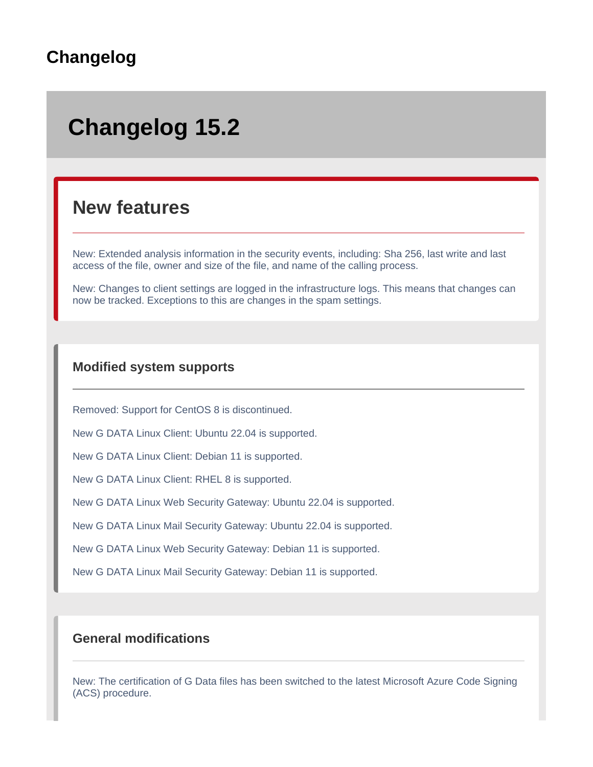# Changelog

## Changelog 15.2

### New features

New: Extended analysis information in the security events, including: Sha 256, last write and last access of the file, owner and size of the file, and name of the calling process.

New: Changes to client settings are logged in the infrastructure logs. This means that changes can now be tracked. Exceptions to this are changes in the spam settings.

#### Modified system supports

Removed: Support for CentOS 8 is discontinued.

New G DATA Linux Client: Ubuntu 22.04 is supported.

New G DATA Linux Client: Debian 11 is supported.

New G DATA Linux Client: RHEL 8 is supported.

New G DATA Linux Web Security Gateway: Ubuntu 22.04 is supported.

New G DATA Linux Mail Security Gateway: Ubuntu 22.04 is supported.

New G DATA Linux Web Security Gateway: Debian 11 is supported.

New G DATA Linux Mail Security Gateway: Debian 11 is supported.

#### General modifications

New: The certification of G Data files has been switched to the latest Microsoft Azure Code Signing (ACS) procedure.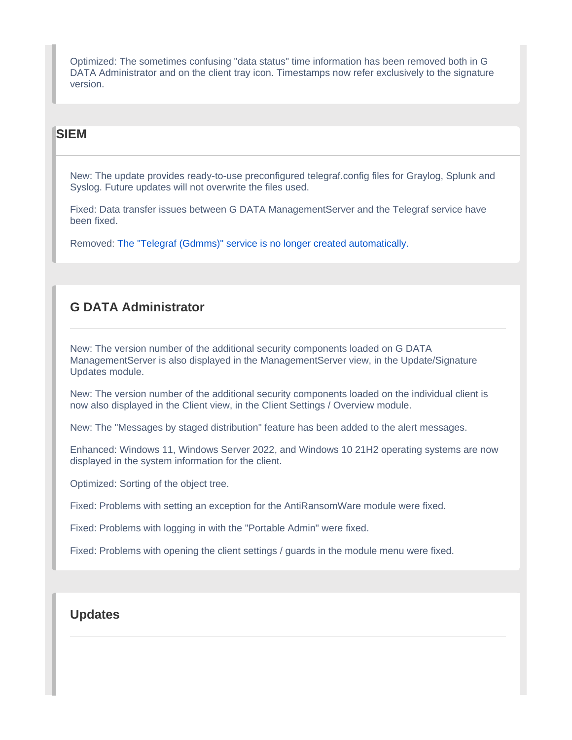Optimized: The sometimes confusing "data status" time information has been removed both in G DATA Administrator and on the client tray icon. Timestamps now refer exclusively to the signature version.

## SIEM

New: The update provides ready-to-use preconfigured telegraf.config files for Graylog, Splunk and Syslog. Future updates will not overwrite the files used.

Fixed: Data transfer issues between G DATA ManagementServer and the Telegraf service have been fixed.

Removed: The "Telegraf (Gdmms)" service is no longer created automatically.

## G DATA Administrator

New: The version number of the additional security components loaded on G DATA ManagementServer is also displayed in the ManagementServer view, in the Update/Signature Updates module.

New: The version number of the additional security components loaded on the individual client is now also displayed in the Client view, in the Client Settings / Overview module.

New: The "Messages by staged distribution" feature has been added to the alert messages.

Enhanced: Windows 11, Windows Server 2022, and Windows 10 21H2 operating systems are now displayed in the system information for the client.

Optimized: Sorting of the object tree.

Fixed: Problems with setting an exception for the AntiRansomWare module were fixed.

Fixed: Problems with logging in with the "Portable Admin" were fixed.

Fixed: Problems with opening the client settings / guards in the module menu were fixed.

## Updates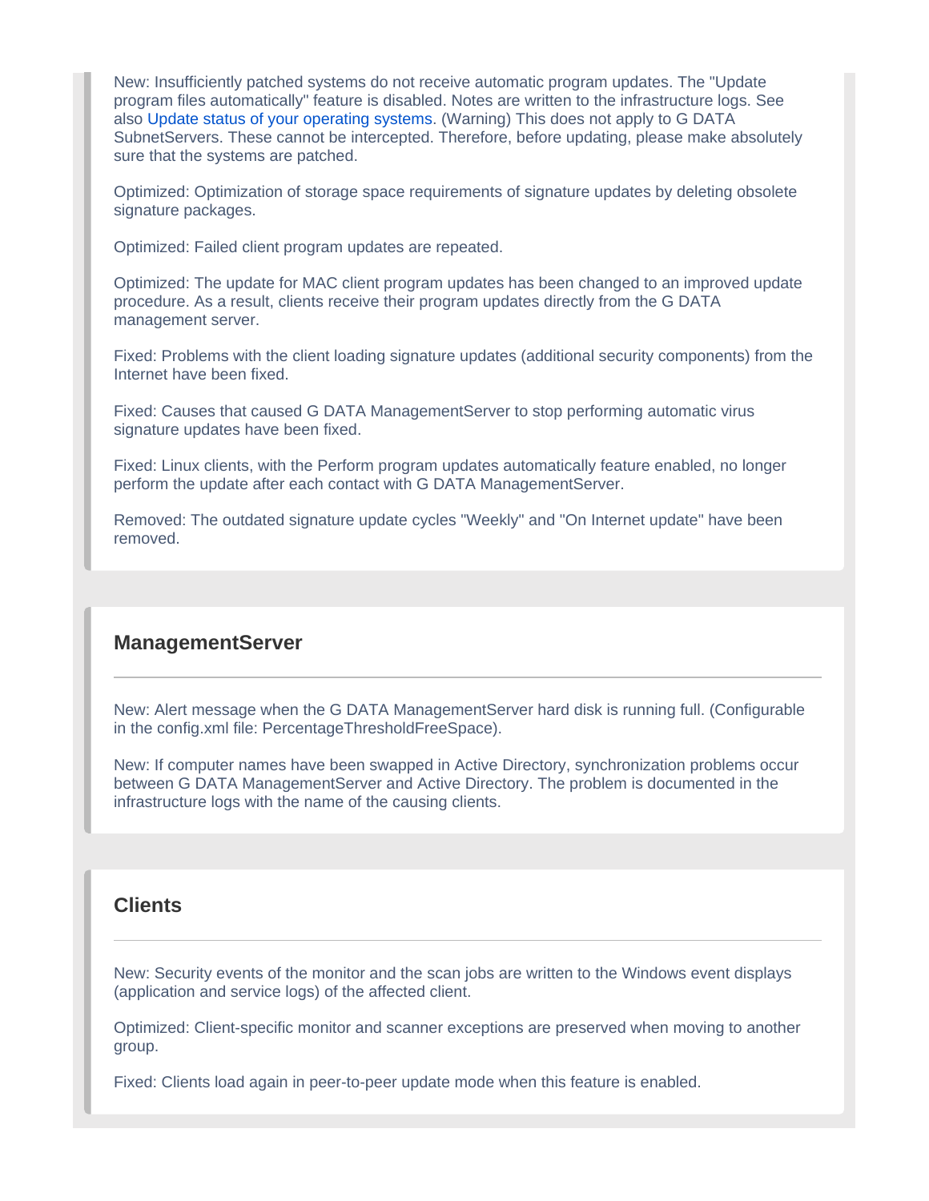New: Insufficiently patched systems do not receive automatic program updates. The "Update program files automatically" feature is disabled. Notes are written to the infrastructure logs. See also Update status of your operating systems. (Warning) This does not apply to G DATA SubnetServers. These cannot be intercepted. Therefore, before updating, please make absolutely sure that the systems are patched.

Optimized: Optimization of storage space requirements of signature updates by deleting obsolete signature packages.

Optimized: Failed client program updates are repeated.

Optimized: The update for MAC client program updates has been changed to an improved update procedure. As a result, clients receive their program updates directly from the G DATA management server.

Fixed: Problems with the client loading signature updates (additional security components) from the Internet have been fixed.

Fixed: Causes that caused G DATA ManagementServer to stop performing automatic virus signature updates have been fixed.

Fixed: Linux clients, with the Perform program updates automatically feature enabled, no longer perform the update after each contact with G DATA ManagementServer.

Removed: The outdated signature update cycles "Weekly" and "On Internet update" have been removed.

### ManagementServer

New: Alert message when the G DATA ManagementServer hard disk is running full. (Configurable in the config.xml file: PercentageThresholdFreeSpace).

New: If computer names have been swapped in Active Directory, synchronization problems occur between G DATA ManagementServer and Active Directory. The problem is documented in the infrastructure logs with the name of the causing clients.

### Clients

New: Security events of the monitor and the scan jobs are written to the Windows event displays (application and service logs) of the affected client.

Optimized: Client-specific monitor and scanner exceptions are preserved when moving to another group.

Fixed: Clients load again in peer-to-peer update mode when this feature is enabled.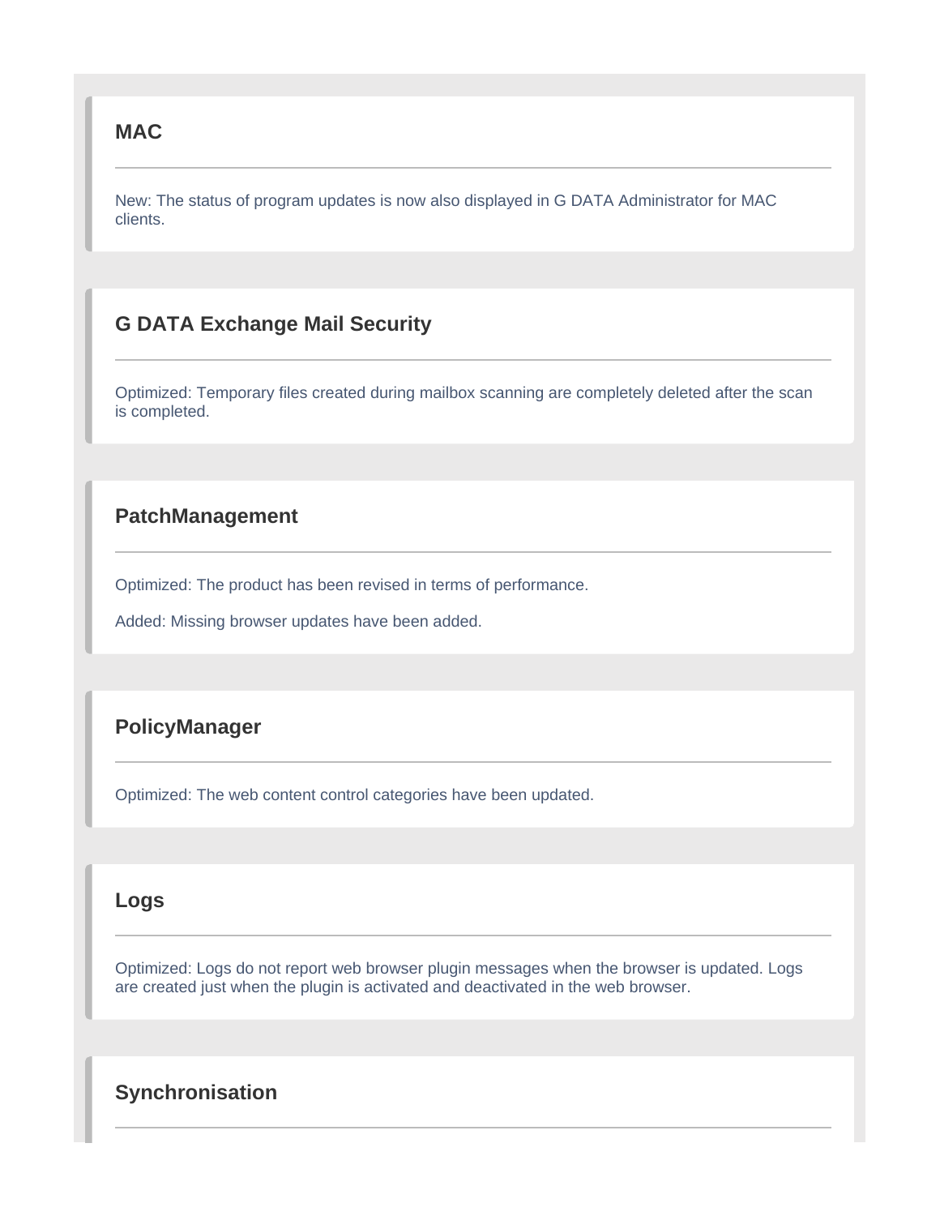### MAC

New: The status of program updates is now also displayed in G DATA Administrator for MAC clients.

### G DATA Exchange Mail Security

Optimized: Temporary files created during mailbox scanning are completely deleted after the scan is completed.

### PatchManagement

Optimized: The product has been revised in terms of performance.

Added: Missing browser updates have been added.

### PolicyManager

Optimized: The web content control categories have been updated.

### Logs

Optimized: Logs do not report web browser plugin messages when the browser is updated. Logs are created just when the plugin is activated and deactivated in the web browser.

### Synchronisation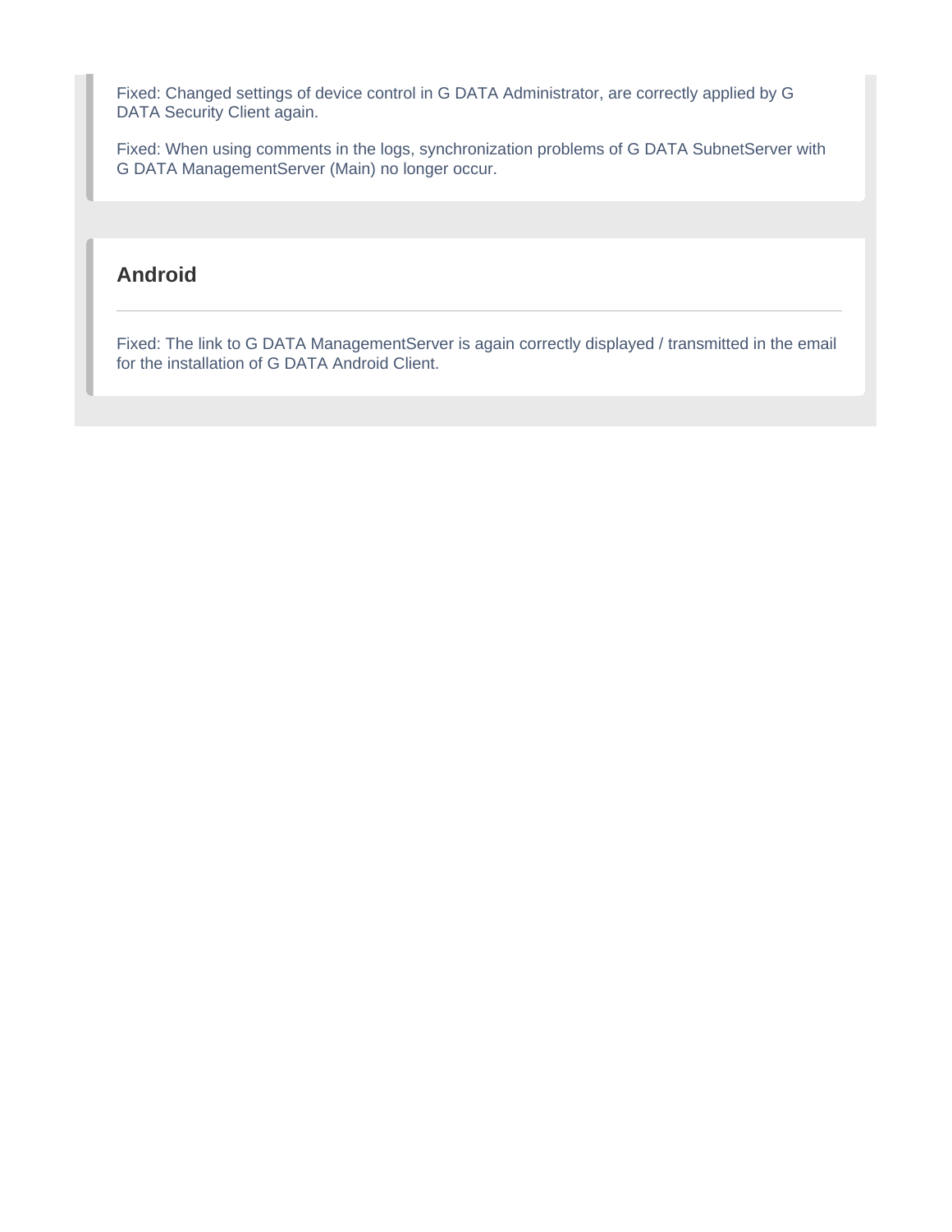Fixed: Changed settings of device control in G DATA Administrator, are correctly applied by G DATA Security Client again.

Fixed: When using comments in the logs, synchronization problems of G DATA SubnetServer with G DATA ManagementServer (Main) no longer occur.

## Android

Fixed: The link to G DATA ManagementServer is again correctly displayed / transmitted in the email for the installation of G DATA Android Client.